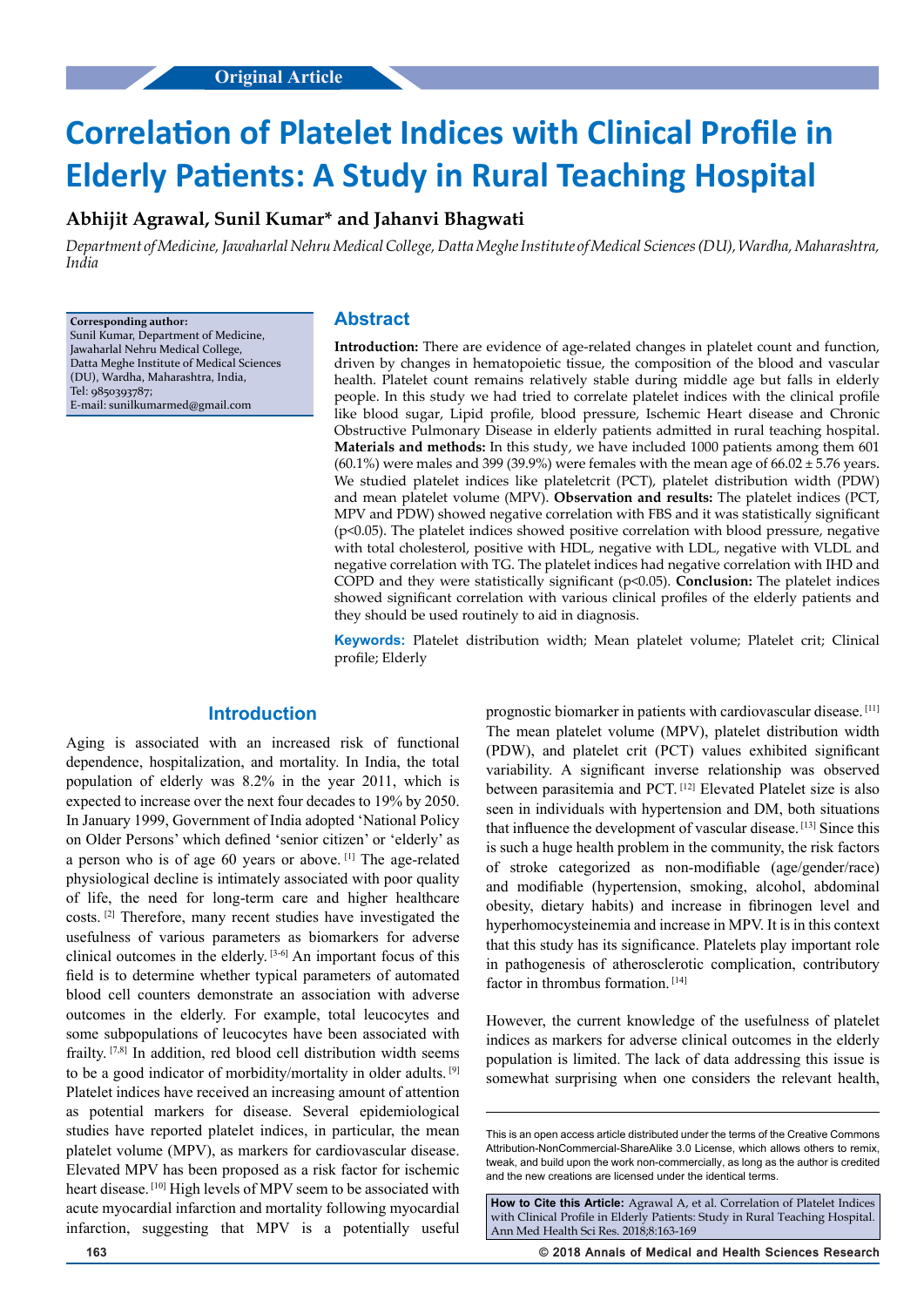Original Article

# Correlation of Platelet Indices with Clinical Profile in Elderly Patients: A Study in Rural Teaching Hospital

**Abhijit Agrawal, Sunil Kumar\* and Jahanvi Bhagwati**

*Department of Medicine, Jawaharlal Nehru Medical College, Datta Meghe Institute of Medical Sciences (DU), Wardha, Maharashtra, India*

**Corresponding author:**
Sunil Kumar, Department of Medicine, Jawaharlal Nehru Medical College, Datta Meghe Institute of Medical Sciences (DU), Wardha, Maharashtra, India,
Tel: 9850393787;
E-mail: sunilkumarmed@gmail.com

## Abstract

**Introduction:** There are evidence of age-related changes in platelet count and function, driven by changes in hematopoietic tissue, the composition of the blood and vascular health. Platelet count remains relatively stable during middle age but falls in elderly people. In this study we had tried to correlate platelet indices with the clinical profile like blood sugar, Lipid profile, blood pressure, Ischemic Heart disease and Chronic Obstructive Pulmonary Disease in elderly patients admitted in rural teaching hospital. **Materials and methods:** In this study, we have included 1000 patients among them 601 (60.1%) were males and 399 (39.9%) were females with the mean age of 66.02 ± 5.76 years. We studied platelet indices like plateletcrit (PCT), platelet distribution width (PDW) and mean platelet volume (MPV). **Observation and results:** The platelet indices (PCT, MPV and PDW) showed negative correlation with FBS and it was statistically significant ($p<0.05$). The platelet indices showed positive correlation with blood pressure, negative with total cholesterol, positive with HDL, negative with LDL, negative with VLDL and negative correlation with TG. The platelet indices had negative correlation with IHD and COPD and they were statistically significant ($p<0.05$). **Conclusion:** The platelet indices showed significant correlation with various clinical profiles of the elderly patients and they should be used routinely to aid in diagnosis.

**Keywords:** Platelet distribution width; Mean platelet volume; Platelet crit; Clinical profile; Elderly

## Introduction

Aging is associated with an increased risk of functional dependence, hospitalization, and mortality. In India, the total population of elderly was 8.2% in the year 2011, which is expected to increase over the next four decades to 19% by 2050. In January 1999, Government of India adopted 'National Policy on Older Persons' which defined 'senior citizen' or 'elderly' as a person who is of age 60 years or above. [1] The age-related physiological decline is intimately associated with poor quality of life, the need for long-term care and higher healthcare costs. [2] Therefore, many recent studies have investigated the usefulness of various parameters as biomarkers for adverse clinical outcomes in the elderly. [3-6] An important focus of this field is to determine whether typical parameters of automated blood cell counters demonstrate an association with adverse outcomes in the elderly. For example, total leucocytes and some subpopulations of leucocytes have been associated with frailty. [7,8] In addition, red blood cell distribution width seems to be a good indicator of morbidity/mortality in older adults. [9] Platelet indices have received an increasing amount of attention as potential markers for disease. Several epidemiological studies have reported platelet indices, in particular, the mean platelet volume (MPV), as markers for cardiovascular disease. Elevated MPV has been proposed as a risk factor for ischemic heart disease. [10] High levels of MPV seem to be associated with acute myocardial infarction and mortality following myocardial infarction, suggesting that MPV is a potentially useful prognostic biomarker in patients with cardiovascular disease. [11] The mean platelet volume (MPV), platelet distribution width (PDW), and platelet crit (PCT) values exhibited significant variability. A significant inverse relationship was observed between parasitemia and PCT. [12] Elevated Platelet size is also seen in individuals with hypertension and DM, both situations that influence the development of vascular disease. [13] Since this is such a huge health problem in the community, the risk factors of stroke categorized as non-modifiable (age/gender/race) and modifiable (hypertension, smoking, alcohol, abdominal obesity, dietary habits) and increase in fibrinogen level and hyperhomocysteinemia and increase in MPV. It is in this context that this study has its significance. Platelets play important role in pathogenesis of atherosclerotic complication, contributory factor in thrombus formation. [14]

However, the current knowledge of the usefulness of platelet indices as markers for adverse clinical outcomes in the elderly population is limited. The lack of data addressing this issue is somewhat surprising when one considers the relevant health,

This is an open access article distributed under the terms of the Creative Commons Attribution-NonCommercial-ShareAlike 3.0 License, which allows others to remix, tweak, and build upon the work non-commercially, as long as the author is credited and the new creations are licensed under the identical terms.

**How to Cite this Article:** Agrawal A, et al. Correlation of Platelet Indices with Clinical Profile in Elderly Patients: Study in Rural Teaching Hospital. Ann Med Health Sci Res. 2018;8:163-169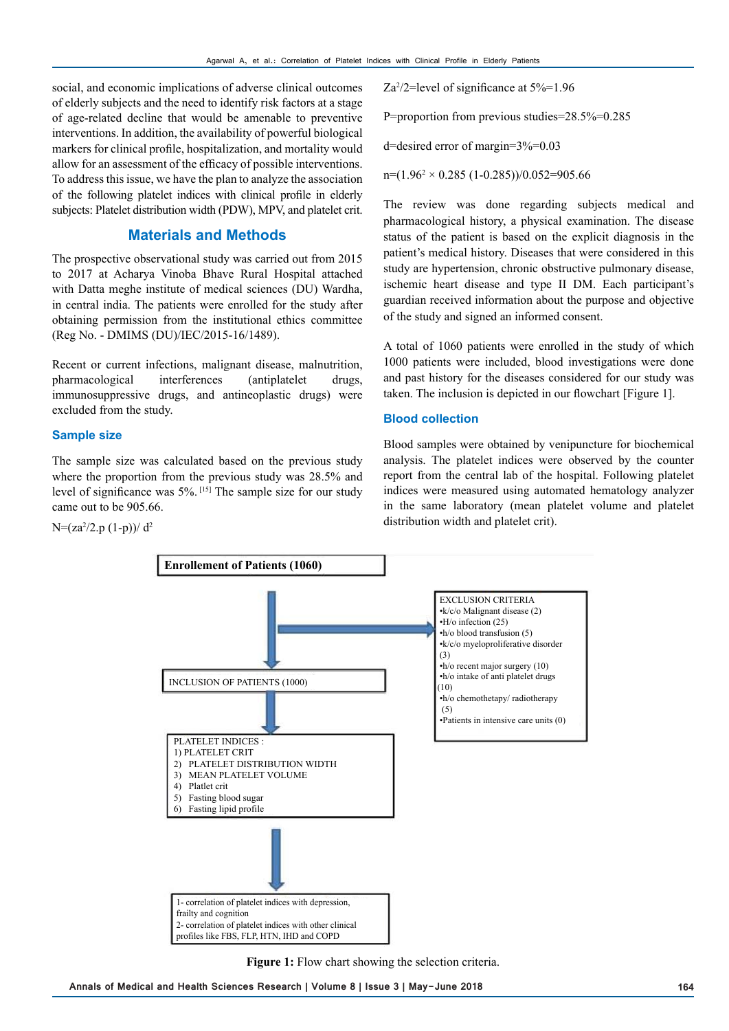social, and economic implications of adverse clinical outcomes of elderly subjects and the need to identify risk factors at a stage of age-related decline that would be amenable to preventive interventions. In addition, the availability of powerful biological markers for clinical profile, hospitalization, and mortality would allow for an assessment of the efficacy of possible interventions. To address this issue, we have the plan to analyze the association of the following platelet indices with clinical profile in elderly subjects: Platelet distribution width (PDW), MPV, and platelet crit.

## Materials and Methods

The prospective observational study was carried out from 2015 to 2017 at Acharya Vinoba Bhave Rural Hospital attached with Datta meghe institute of medical sciences (DU) Wardha, in central india. The patients were enrolled for the study after obtaining permission from the institutional ethics committee (Reg No. - DMIMS (DU)/IEC/2015-16/1489).

Recent or current infections, malignant disease, malnutrition, pharmacological interferences (antiplatelet drugs, immunosuppressive drugs, and antineoplastic drugs) were excluded from the study.

### Sample size

The sample size was calculated based on the previous study where the proportion from the previous study was 28.5% and level of significance was 5%.[15] The sample size for our study came out to be 905.66.

N=($za^2$/2.p (1-p))/ $d^2$

$Za^2$/2=level of significance at 5%=1.96

P=proportion from previous studies=28.5%=0.285

d=desired error of margin=3%=0.03

n=($1.96^2$ × 0.285 (1-0.285))/0.052=905.66

The review was done regarding subjects medical and pharmacological history, a physical examination. The disease status of the patient is based on the explicit diagnosis in the patient's medical history. Diseases that were considered in this study are hypertension, chronic obstructive pulmonary disease, ischemic heart disease and type II DM. Each participant's guardian received information about the purpose and objective of the study and signed an informed consent.

A total of 1060 patients were enrolled in the study of which 1000 patients were included, blood investigations were done and past history for the diseases considered for our study was taken. The inclusion is depicted in our flowchart [Figure 1].

### Blood collection

Blood samples were obtained by venipuncture for biochemical analysis. The platelet indices were observed by the counter report from the central lab of the hospital. Following platelet indices were measured using automated hematology analyzer in the same laboratory (mean platelet volume and platelet distribution width and platelet crit).

**Enrollement of Patients (1060)**

EXCLUSION CRITERIA
- k/c/o Malignant disease (2)
- H/o infection (25)
- h/o blood transfusion (5)
- k/c/o myeloproliferative disorder (3)
- h/o recent major surgery (10)
- h/o intake of anti platelet drugs (10)
- h/o chemothetapy/ radiotherapy (5)
- Patients in intensive care units (0)

INCLUSION OF PATIENTS (1000)

PLATELET INDICES :
1) PLATELET CRIT
2) PLATELET DISTRIBUTION WIDTH
3) MEAN PLATELET VOLUME
4) Platlet crit
5) Fasting blood sugar
6) Fasting lipid profile

1- correlation of platelet indices with depression, frailty and cognition
2- correlation of platelet indices with other clinical profiles like FBS, FLP, HTN, IHD and COPD

**Figure 1:** Flow chart showing the selection criteria.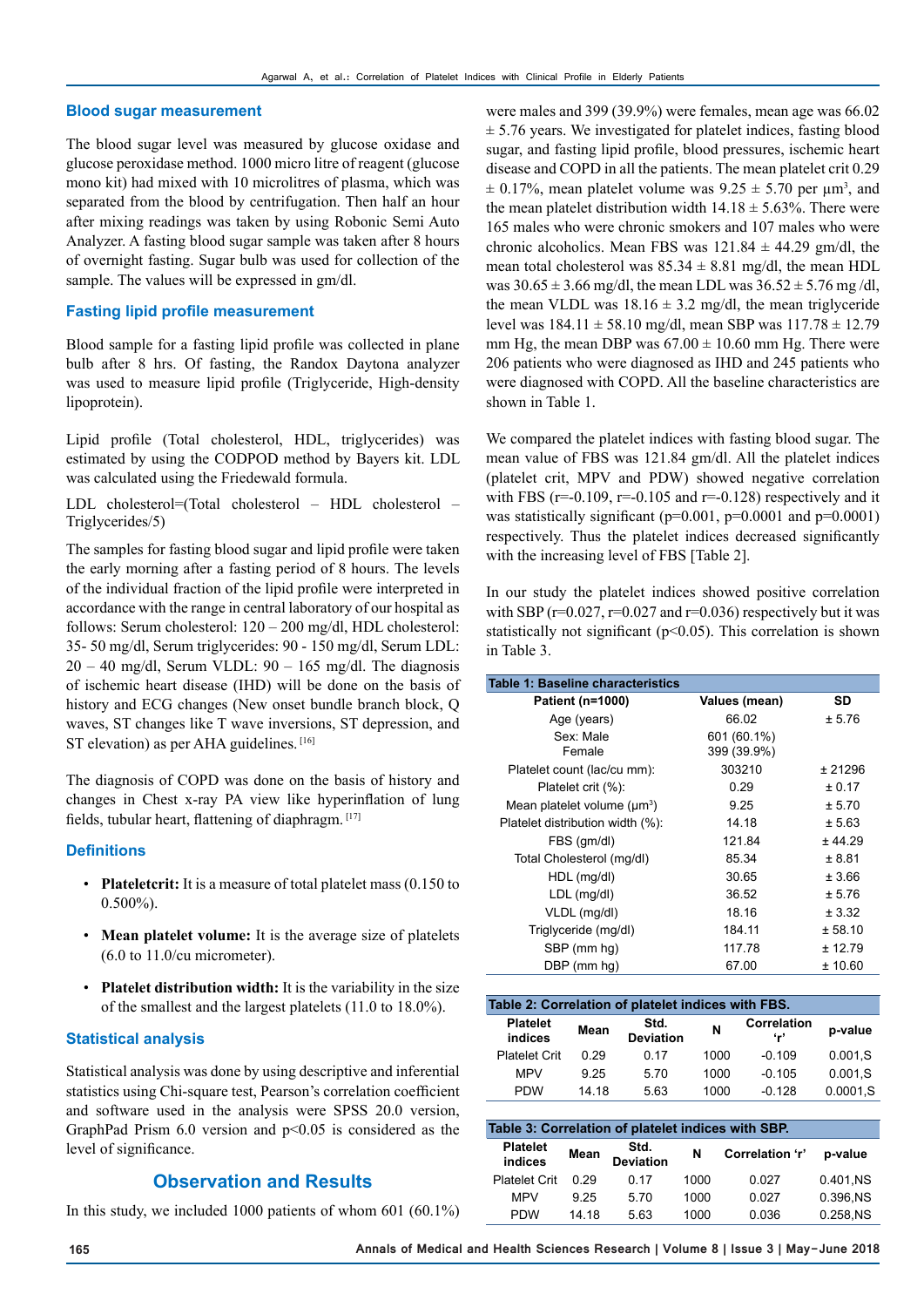### Blood sugar measurement

The blood sugar level was measured by glucose oxidase and glucose peroxidase method. 1000 micro litre of reagent (glucose mono kit) had mixed with 10 microlitres of plasma, which was separated from the blood by centrifugation. Then half an hour after mixing readings was taken by using Robonic Semi Auto Analyzer. A fasting blood sugar sample was taken after 8 hours of overnight fasting. Sugar bulb was used for collection of the sample. The values will be expressed in gm/dl.

### Fasting lipid profile measurement

Blood sample for a fasting lipid profile was collected in plane bulb after 8 hrs. Of fasting, the Randox Daytona analyzer was used to measure lipid profile (Triglyceride, High-density lipoprotein).

Lipid profile (Total cholesterol, HDL, triglycerides) was estimated by using the CODPOD method by Bayers kit. LDL was calculated using the Friedewald formula.

LDL cholesterol=(Total cholesterol – HDL cholesterol – Triglycerides/5)

The samples for fasting blood sugar and lipid profile were taken the early morning after a fasting period of 8 hours. The levels of the individual fraction of the lipid profile were interpreted in accordance with the range in central laboratory of our hospital as follows: Serum cholesterol: 120 – 200 mg/dl, HDL cholesterol: 35- 50 mg/dl, Serum triglycerides: 90 - 150 mg/dl, Serum LDL: 20 – 40 mg/dl, Serum VLDL: 90 – 165 mg/dl. The diagnosis of ischemic heart disease (IHD) will be done on the basis of history and ECG changes (New onset bundle branch block, Q waves, ST changes like T wave inversions, ST depression, and ST elevation) as per AHA guidelines. [16]

The diagnosis of COPD was done on the basis of history and changes in Chest x-ray PA view like hyperinflation of lung fields, tubular heart, flattening of diaphragm. [17]

### Definitions

- **Plateletcrit:** It is a measure of total platelet mass (0.150 to 0.500%).
- **Mean platelet volume:** It is the average size of platelets (6.0 to 11.0/cu micrometer).
- **Platelet distribution width:** It is the variability in the size of the smallest and the largest platelets (11.0 to 18.0%).

### Statistical analysis

Statistical analysis was done by using descriptive and inferential statistics using Chi-square test, Pearson's correlation coefficient and software used in the analysis were SPSS 20.0 version, GraphPad Prism 6.0 version and $p<0.05$ is considered as the level of significance.

## Observation and Results

In this study, we included 1000 patients of whom 601 (60.1%) were males and 399 (39.9%) were females, mean age was 66.02 ± 5.76 years. We investigated for platelet indices, fasting blood sugar, and fasting lipid profile, blood pressures, ischemic heart disease and COPD in all the patients. The mean platelet crit 0.29 ± 0.17%, mean platelet volume was 9.25 ± 5.70 per µm$^3$, and the mean platelet distribution width 14.18 ± 5.63%. There were 165 males who were chronic smokers and 107 males who were chronic alcoholics. Mean FBS was 121.84 ± 44.29 gm/dl, the mean total cholesterol was 85.34 ± 8.81 mg/dl, the mean HDL was 30.65 ± 3.66 mg/dl, the mean LDL was 36.52 ± 5.76 mg /dl, the mean VLDL was 18.16 ± 3.2 mg/dl, the mean triglyceride level was 184.11 ± 58.10 mg/dl, mean SBP was 117.78 ± 12.79 mm Hg, the mean DBP was 67.00 ± 10.60 mm Hg. There were 206 patients who were diagnosed as IHD and 245 patients who were diagnosed with COPD. All the baseline characteristics are shown in Table 1.

We compared the platelet indices with fasting blood sugar. The mean value of FBS was 121.84 gm/dl. All the platelet indices (platelet crit, MPV and PDW) showed negative correlation with FBS (r=-0.109, r=-0.105 and r=-0.128) respectively and it was statistically significant (p=0.001, p=0.0001 and p=0.0001) respectively. Thus the platelet indices decreased significantly with the increasing level of FBS [Table 2].

In our study the platelet indices showed positive correlation with SBP (r=0.027, r=0.027 and r=0.036) respectively but it was statistically not significant (p<0.05). This correlation is shown in Table 3.

**Table 1: Baseline characteristics**

| Patient (n=1000) | Values (mean) | SD |
|---|---|---|
| Age (years) | 66.02 | ± 5.76 |
| Sex: Male<br>Female | 601 (60.1%)<br>399 (39.9%) | |
| Platelet count (lac/cu mm): | 303210 | ± 21296 |
| Platelet crit (%): | 0.29 | ± 0.17 |
| Mean platelet volume (µm$^3$) | 9.25 | ± 5.70 |
| Platelet distribution width (%): | 14.18 | ± 5.63 |
| FBS (gm/dl) | 121.84 | ± 44.29 |
| Total Cholesterol (mg/dl) | 85.34 | ± 8.81 |
| HDL (mg/dl) | 30.65 | ± 3.66 |
| LDL (mg/dl) | 36.52 | ± 5.76 |
| VLDL (mg/dl) | 18.16 | ± 3.32 |
| Triglyceride (mg/dl) | 184.11 | ± 58.10 |
| SBP (mm hg) | 117.78 | ± 12.79 |
| DBP (mm hg) | 67.00 | ± 10.60 |

**Table 2: Correlation of platelet indices with FBS.**

| Platelet indices | Mean | Std. Deviation | N | Correlation 'r' | p-value |
|---|---|---|---|---|---|
| Platelet Crit | 0.29 | 0.17 | 1000 | -0.109 | 0.001,S |
| MPV | 9.25 | 5.70 | 1000 | -0.105 | 0.001,S |
| PDW | 14.18 | 5.63 | 1000 | -0.128 | 0.0001,S |

**Table 3: Correlation of platelet indices with SBP.**

| Platelet indices | Mean | Std. Deviation | N | Correlation 'r' | p-value |
|---|---|---|---|---|---|
| Platelet Crit | 0.29 | 0.17 | 1000 | 0.027 | 0.401,NS |
| MPV | 9.25 | 5.70 | 1000 | 0.027 | 0.396,NS |
| PDW | 14.18 | 5.63 | 1000 | 0.036 | 0.258,NS |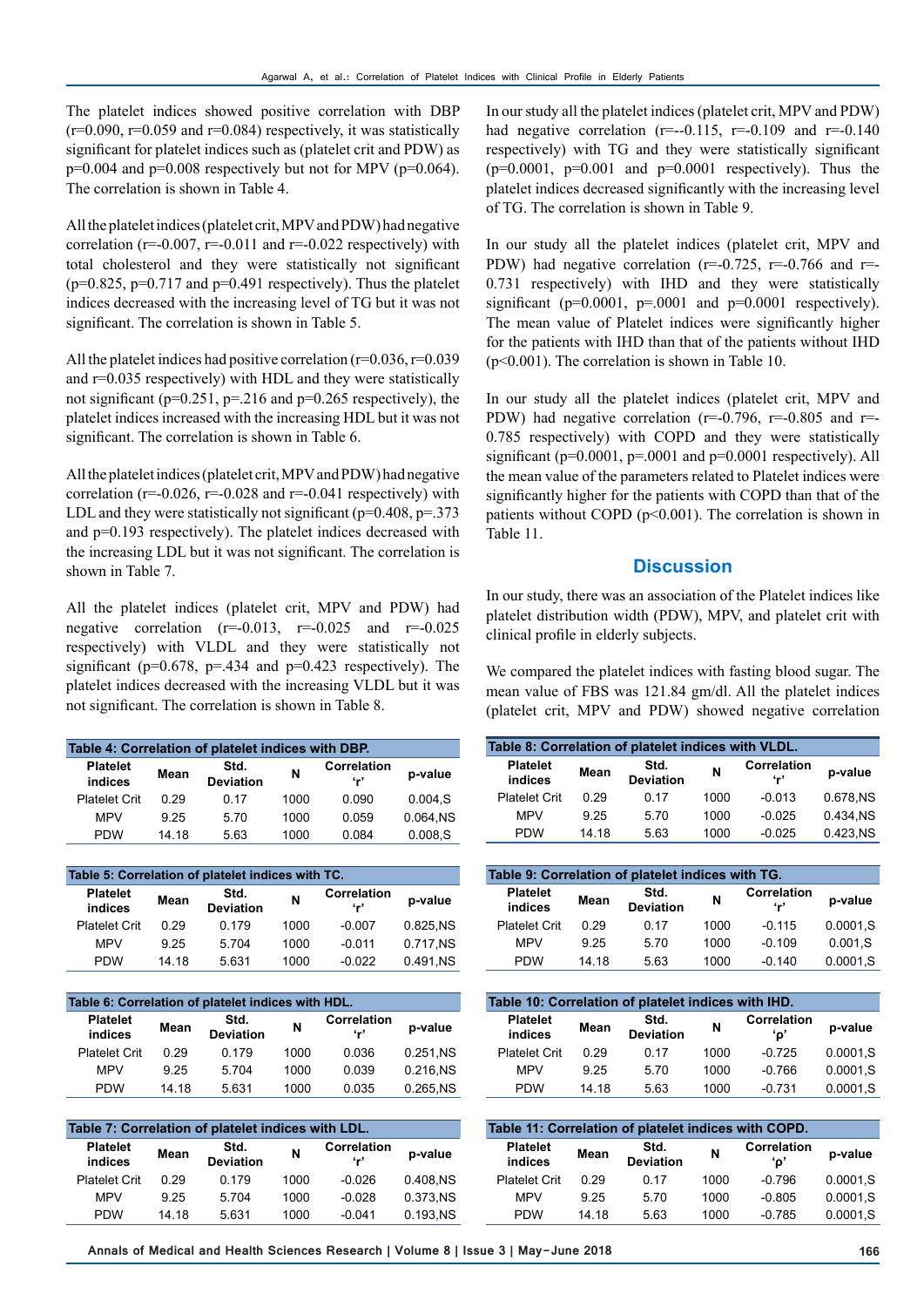The platelet indices showed positive correlation with DBP (r=0.090, r=0.059 and r=0.084) respectively, it was statistically significant for platelet indices such as (platelet crit and PDW) as p=0.004 and p=0.008 respectively but not for MPV (p=0.064). The correlation is shown in Table 4.

All the platelet indices (platelet crit, MPV and PDW) had negative correlation (r=-0.007, r=-0.011 and r=-0.022 respectively) with total cholesterol and they were statistically not significant (p=0.825, p=0.717 and p=0.491 respectively). Thus the platelet indices decreased with the increasing level of TG but it was not significant. The correlation is shown in Table 5.

All the platelet indices had positive correlation (r=0.036, r=0.039 and r=0.035 respectively) with HDL and they were statistically not significant (p=0.251, p=.216 and p=0.265 respectively), the platelet indices increased with the increasing HDL but it was not significant. The correlation is shown in Table 6.

All the platelet indices (platelet crit, MPV and PDW) had negative correlation (r=-0.026, r=-0.028 and r=-0.041 respectively) with LDL and they were statistically not significant (p=0.408, p=.373 and p=0.193 respectively). The platelet indices decreased with the increasing LDL but it was not significant. The correlation is shown in Table 7.

All the platelet indices (platelet crit, MPV and PDW) had negative correlation (r=-0.013, r=-0.025 and r=-0.025 respectively) with VLDL and they were statistically not significant (p=0.678, p=.434 and p=0.423 respectively). The platelet indices decreased with the increasing VLDL but it was not significant. The correlation is shown in Table 8.

**Table 4: Correlation of platelet indices with DBP.**

| Platelet indices | Mean | Std. Deviation | N | Correlation 'r' | p-value |
|---|---|---|---|---|---|
| Platelet Crit | 0.29 | 0.17 | 1000 | 0.090 | 0.004,S |
| MPV | 9.25 | 5.70 | 1000 | 0.059 | 0.064,NS |
| PDW | 14.18 | 5.63 | 1000 | 0.084 | 0.008,S |

**Table 5: Correlation of platelet indices with TC.**

| Platelet indices | Mean | Std. Deviation | N | Correlation 'r' | p-value |
|---|---|---|---|---|---|
| Platelet Crit | 0.29 | 0.179 | 1000 | -0.007 | 0.825,NS |
| MPV | 9.25 | 5.704 | 1000 | -0.011 | 0.717,NS |
| PDW | 14.18 | 5.631 | 1000 | -0.022 | 0.491,NS |

**Table 6: Correlation of platelet indices with HDL.**

| Platelet indices | Mean | Std. Deviation | N | Correlation 'r' | p-value |
|---|---|---|---|---|---|
| Platelet Crit | 0.29 | 0.179 | 1000 | 0.036 | 0.251,NS |
| MPV | 9.25 | 5.704 | 1000 | 0.039 | 0.216,NS |
| PDW | 14.18 | 5.631 | 1000 | 0.035 | 0.265,NS |

**Table 7: Correlation of platelet indices with LDL.**

| Platelet indices | Mean | Std. Deviation | N | Correlation 'r' | p-value |
|---|---|---|---|---|---|
| Platelet Crit | 0.29 | 0.179 | 1000 | -0.026 | 0.408,NS |
| MPV | 9.25 | 5.704 | 1000 | -0.028 | 0.373,NS |
| PDW | 14.18 | 5.631 | 1000 | -0.041 | 0.193,NS |

In our study all the platelet indices (platelet crit, MPV and PDW) had negative correlation (r=--0.115, r=-0.109 and r=-0.140 respectively) with TG and they were statistically significant (p=0.0001, p=0.001 and p=0.0001 respectively). Thus the platelet indices decreased significantly with the increasing level of TG. The correlation is shown in Table 9.

In our study all the platelet indices (platelet crit, MPV and PDW) had negative correlation (r=-0.725, r=-0.766 and r=-0.731 respectively) with IHD and they were statistically significant (p=0.0001, p=.0001 and p=0.0001 respectively). The mean value of Platelet indices were significantly higher for the patients with IHD than that of the patients without IHD (p<0.001). The correlation is shown in Table 10.

In our study all the platelet indices (platelet crit, MPV and PDW) had negative correlation (r=-0.796, r=-0.805 and r=-0.785 respectively) with COPD and they were statistically significant (p=0.0001, p=.0001 and p=0.0001 respectively). All the mean value of the parameters related to Platelet indices were significantly higher for the patients with COPD than that of the patients without COPD (p<0.001). The correlation is shown in Table 11.

## Discussion

In our study, there was an association of the Platelet indices like platelet distribution width (PDW), MPV, and platelet crit with clinical profile in elderly subjects.

We compared the platelet indices with fasting blood sugar. The mean value of FBS was 121.84 gm/dl. All the platelet indices (platelet crit, MPV and PDW) showed negative correlation

**Table 8: Correlation of platelet indices with VLDL.**

| Platelet indices | Mean | Std. Deviation | N | Correlation 'r' | p-value |
|---|---|---|---|---|---|
| Platelet Crit | 0.29 | 0.17 | 1000 | -0.013 | 0.678,NS |
| MPV | 9.25 | 5.70 | 1000 | -0.025 | 0.434,NS |
| PDW | 14.18 | 5.63 | 1000 | -0.025 | 0.423,NS |

**Table 9: Correlation of platelet indices with TG.**

| Platelet indices | Mean | Std. Deviation | N | Correlation 'r' | p-value |
|---|---|---|---|---|---|
| Platelet Crit | 0.29 | 0.17 | 1000 | -0.115 | 0.0001,S |
| MPV | 9.25 | 5.70 | 1000 | -0.109 | 0.001,S |
| PDW | 14.18 | 5.63 | 1000 | -0.140 | 0.0001,S |

**Table 10: Correlation of platelet indices with IHD.**

| Platelet indices | Mean | Std. Deviation | N | Correlation 'ρ' | p-value |
|---|---|---|---|---|---|
| Platelet Crit | 0.29 | 0.17 | 1000 | -0.725 | 0.0001,S |
| MPV | 9.25 | 5.70 | 1000 | -0.766 | 0.0001,S |
| PDW | 14.18 | 5.63 | 1000 | -0.731 | 0.0001,S |

**Table 11: Correlation of platelet indices with COPD.**

| Platelet indices | Mean | Std. Deviation | N | Correlation 'ρ' | p-value |
|---|---|---|---|---|---|
| Platelet Crit | 0.29 | 0.17 | 1000 | -0.796 | 0.0001,S |
| MPV | 9.25 | 5.70 | 1000 | -0.805 | 0.0001,S |
| PDW | 14.18 | 5.63 | 1000 | -0.785 | 0.0001,S |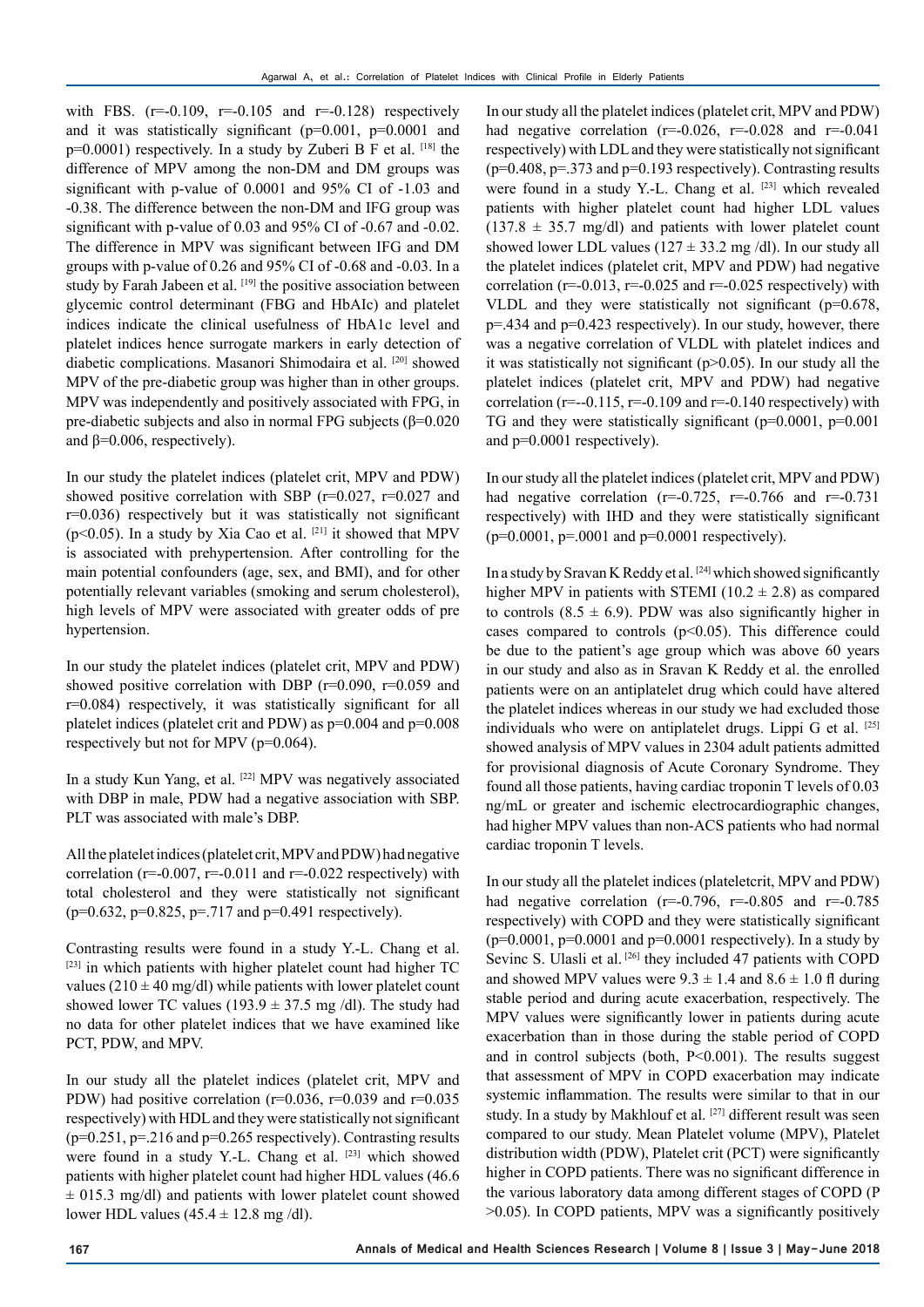with FBS. (r=-0.109, r=-0.105 and r=-0.128) respectively and it was statistically significant (p=0.001, p=0.0001 and p=0.0001) respectively. In a study by Zuberi B F et al. [18] the difference of MPV among the non-DM and DM groups was significant with p-value of 0.0001 and 95% CI of -1.03 and -0.38. The difference between the non-DM and IFG group was significant with p-value of 0.03 and 95% CI of -0.67 and -0.02. The difference in MPV was significant between IFG and DM groups with p-value of 0.26 and 95% CI of -0.68 and -0.03. In a study by Farah Jabeen et al. [19] the positive association between glycemic control determinant (FBG and HbAIc) and platelet indices indicate the clinical usefulness of HbA1c level and platelet indices hence surrogate markers in early detection of diabetic complications. Masanori Shimodaira et al. [20] showed MPV of the pre-diabetic group was higher than in other groups. MPV was independently and positively associated with FPG, in pre-diabetic subjects and also in normal FPG subjects ($\beta$=0.020 and $\beta$=0.006, respectively).

In our study the platelet indices (platelet crit, MPV and PDW) showed positive correlation with SBP (r=0.027, r=0.027 and r=0.036) respectively but it was statistically not significant ($p<0.05$). In a study by Xia Cao et al. [21] it showed that MPV is associated with prehypertension. After controlling for the main potential confounders (age, sex, and BMI), and for other potentially relevant variables (smoking and serum cholesterol), high levels of MPV were associated with greater odds of pre hypertension.

In our study the platelet indices (platelet crit, MPV and PDW) showed positive correlation with DBP (r=0.090, r=0.059 and r=0.084) respectively, it was statistically significant for all platelet indices (platelet crit and PDW) as p=0.004 and p=0.008 respectively but not for MPV (p=0.064).

In a study Kun Yang, et al. [22] MPV was negatively associated with DBP in male, PDW had a negative association with SBP. PLT was associated with male's DBP.

All the platelet indices (platelet crit, MPV and PDW) had negative correlation (r=-0.007, r=-0.011 and r=-0.022 respectively) with total cholesterol and they were statistically not significant (p=0.632, p=0.825, p=.717 and p=0.491 respectively).

Contrasting results were found in a study Y.-L. Chang et al. [23] in which patients with higher platelet count had higher TC values (210 ± 40 mg/dl) while patients with lower platelet count showed lower TC values (193.9 ± 37.5 mg /dl). The study had no data for other platelet indices that we have examined like PCT, PDW, and MPV.

In our study all the platelet indices (platelet crit, MPV and PDW) had positive correlation (r=0.036, r=0.039 and r=0.035 respectively) with HDL and they were statistically not significant (p=0.251, p=.216 and p=0.265 respectively). Contrasting results were found in a study Y.-L. Chang et al. [23] which showed patients with higher platelet count had higher HDL values (46.6 ± 015.3 mg/dl) and patients with lower platelet count showed lower HDL values (45.4 ± 12.8 mg /dl).

In our study all the platelet indices (platelet crit, MPV and PDW) had negative correlation (r=-0.026, r=-0.028 and r=-0.041 respectively) with LDL and they were statistically not significant (p=0.408, p=.373 and p=0.193 respectively). Contrasting results were found in a study Y.-L. Chang et al. [23] which revealed patients with higher platelet count had higher LDL values (137.8 ± 35.7 mg/dl) and patients with lower platelet count showed lower LDL values (127 ± 33.2 mg /dl). In our study all the platelet indices (platelet crit, MPV and PDW) had negative correlation (r=-0.013, r=-0.025 and r=-0.025 respectively) with VLDL and they were statistically not significant (p=0.678, p=.434 and p=0.423 respectively). In our study, however, there was a negative correlation of VLDL with platelet indices and it was statistically not significant ($p>0.05$). In our study all the platelet indices (platelet crit, MPV and PDW) had negative correlation (r=--0.115, r=-0.109 and r=-0.140 respectively) with TG and they were statistically significant (p=0.0001, p=0.001 and p=0.0001 respectively).

In our study all the platelet indices (platelet crit, MPV and PDW) had negative correlation (r=-0.725, r=-0.766 and r=-0.731 respectively) with IHD and they were statistically significant (p=0.0001, p=.0001 and p=0.0001 respectively).

In a study by Sravan K Reddy et al. [24] which showed significantly higher MPV in patients with STEMI (10.2 ± 2.8) as compared to controls (8.5 ± 6.9). PDW was also significantly higher in cases compared to controls ($p<0.05$). This difference could be due to the patient's age group which was above 60 years in our study and also as in Sravan K Reddy et al. the enrolled patients were on an antiplatelet drug which could have altered the platelet indices whereas in our study we had excluded those individuals who were on antiplatelet drugs. Lippi G et al. [25] showed analysis of MPV values in 2304 adult patients admitted for provisional diagnosis of Acute Coronary Syndrome. They found all those patients, having cardiac troponin T levels of 0.03 ng/mL or greater and ischemic electrocardiographic changes, had higher MPV values than non-ACS patients who had normal cardiac troponin T levels.

In our study all the platelet indices (plateletcrit, MPV and PDW) had negative correlation (r=-0.796, r=-0.805 and r=-0.785 respectively) with COPD and they were statistically significant (p=0.0001, p=0.0001 and p=0.0001 respectively). In a study by Sevinc S. Ulasli et al. [26] they included 47 patients with COPD and showed MPV values were 9.3 ± 1.4 and 8.6 ± 1.0 fl during stable period and during acute exacerbation, respectively. The MPV values were significantly lower in patients during acute exacerbation than in those during the stable period of COPD and in control subjects (both, $P<0.001$). The results suggest that assessment of MPV in COPD exacerbation may indicate systemic inflammation. The results were similar to that in our study. In a study by Makhlouf et al. [27] different result was seen compared to our study. Mean Platelet volume (MPV), Platelet distribution width (PDW), Platelet crit (PCT) were significantly higher in COPD patients. There was no significant difference in the various laboratory data among different stages of COPD ($P>0.05$). In COPD patients, MPV was a significantly positively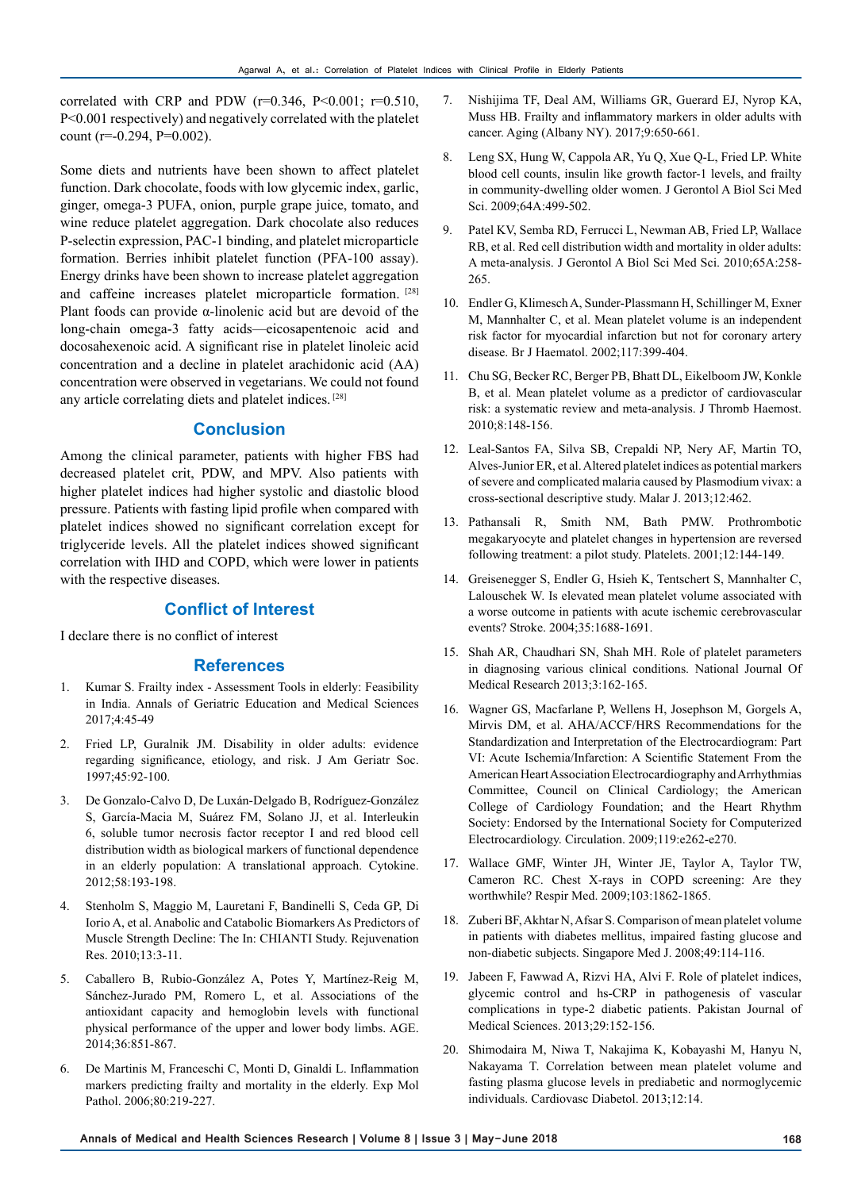correlated with CRP and PDW (r=0.346, P<0.001; r=0.510, P<0.001 respectively) and negatively correlated with the platelet count (r=-0.294, P=0.002).

Some diets and nutrients have been shown to affect platelet function. Dark chocolate, foods with low glycemic index, garlic, ginger, omega-3 PUFA, onion, purple grape juice, tomato, and wine reduce platelet aggregation. Dark chocolate also reduces P-selectin expression, PAC-1 binding, and platelet microparticle formation. Berries inhibit platelet function (PFA-100 assay). Energy drinks have been shown to increase platelet aggregation and caffeine increases platelet microparticle formation. [28] Plant foods can provide α-linolenic acid but are devoid of the long-chain omega-3 fatty acids—eicosapentenoic acid and docosahexenoic acid. A significant rise in platelet linoleic acid concentration and a decline in platelet arachidonic acid (AA) concentration were observed in vegetarians. We could not found any article correlating diets and platelet indices. [28]

## Conclusion

Among the clinical parameter, patients with higher FBS had decreased platelet crit, PDW, and MPV. Also patients with higher platelet indices had higher systolic and diastolic blood pressure. Patients with fasting lipid profile when compared with platelet indices showed no significant correlation except for triglyceride levels. All the platelet indices showed significant correlation with IHD and COPD, which were lower in patients with the respective diseases.

## Conflict of Interest

I declare there is no conflict of interest

## References

1. Kumar S. Frailty index - Assessment Tools in elderly: Feasibility in India. Annals of Geriatric Education and Medical Sciences 2017;4:45-49
2. Fried LP, Guralnik JM. Disability in older adults: evidence regarding significance, etiology, and risk. J Am Geriatr Soc. 1997;45:92-100.
3. De Gonzalo-Calvo D, De Luxán-Delgado B, Rodríguez-González S, García-Macia M, Suárez FM, Solano JJ, et al. Interleukin 6, soluble tumor necrosis factor receptor I and red blood cell distribution width as biological markers of functional dependence in an elderly population: A translational approach. Cytokine. 2012;58:193-198.
4. Stenholm S, Maggio M, Lauretani F, Bandinelli S, Ceda GP, Di Iorio A, et al. Anabolic and Catabolic Biomarkers As Predictors of Muscle Strength Decline: The In: CHIANTI Study. Rejuvenation Res. 2010;13:3-11.
5. Caballero B, Rubio-González A, Potes Y, Martínez-Reig M, Sánchez-Jurado PM, Romero L, et al. Associations of the antioxidant capacity and hemoglobin levels with functional physical performance of the upper and lower body limbs. AGE. 2014;36:851-867.
6. De Martinis M, Franceschi C, Monti D, Ginaldi L. Inflammation markers predicting frailty and mortality in the elderly. Exp Mol Pathol. 2006;80:219-227.
7. Nishijima TF, Deal AM, Williams GR, Guerard EJ, Nyrop KA, Muss HB. Frailty and inflammatory markers in older adults with cancer. Aging (Albany NY). 2017;9:650-661.
8. Leng SX, Hung W, Cappola AR, Yu Q, Xue Q-L, Fried LP. White blood cell counts, insulin like growth factor-1 levels, and frailty in community-dwelling older women. J Gerontol A Biol Sci Med Sci. 2009;64A:499-502.
9. Patel KV, Semba RD, Ferrucci L, Newman AB, Fried LP, Wallace RB, et al. Red cell distribution width and mortality in older adults: A meta-analysis. J Gerontol A Biol Sci Med Sci. 2010;65A:258-265.
10. Endler G, Klimesch A, Sunder-Plassmann H, Schillinger M, Exner M, Mannhalter C, et al. Mean platelet volume is an independent risk factor for myocardial infarction but not for coronary artery disease. Br J Haematol. 2002;117:399-404.
11. Chu SG, Becker RC, Berger PB, Bhatt DL, Eikelboom JW, Konkle B, et al. Mean platelet volume as a predictor of cardiovascular risk: a systematic review and meta-analysis. J Thromb Haemost. 2010;8:148-156.
12. Leal-Santos FA, Silva SB, Crepaldi NP, Nery AF, Martin TO, Alves-Junior ER, et al. Altered platelet indices as potential markers of severe and complicated malaria caused by Plasmodium vivax: a cross-sectional descriptive study. Malar J. 2013;12:462.
13. Pathansali R, Smith NM, Bath PMW. Prothrombotic megakaryocyte and platelet changes in hypertension are reversed following treatment: a pilot study. Platelets. 2001;12:144-149.
14. Greisenegger S, Endler G, Hsieh K, Tentschert S, Mannhalter C, Lalouschek W. Is elevated mean platelet volume associated with a worse outcome in patients with acute ischemic cerebrovascular events? Stroke. 2004;35:1688-1691.
15. Shah AR, Chaudhari SN, Shah MH. Role of platelet parameters in diagnosing various clinical conditions. National Journal Of Medical Research 2013;3:162-165.
16. Wagner GS, Macfarlane P, Wellens H, Josephson M, Gorgels A, Mirvis DM, et al. AHA/ACCF/HRS Recommendations for the Standardization and Interpretation of the Electrocardiogram: Part VI: Acute Ischemia/Infarction: A Scientific Statement From the American Heart Association Electrocardiography and Arrhythmias Committee, Council on Clinical Cardiology; the American College of Cardiology Foundation; and the Heart Rhythm Society: Endorsed by the International Society for Computerized Electrocardiology. Circulation. 2009;119:e262-e270.
17. Wallace GMF, Winter JH, Winter JE, Taylor A, Taylor TW, Cameron RC. Chest X-rays in COPD screening: Are they worthwhile? Respir Med. 2009;103:1862-1865.
18. Zuberi BF, Akhtar N, Afsar S. Comparison of mean platelet volume in patients with diabetes mellitus, impaired fasting glucose and non-diabetic subjects. Singapore Med J. 2008;49:114-116.
19. Jabeen F, Fawwad A, Rizvi HA, Alvi F. Role of platelet indices, glycemic control and hs-CRP in pathogenesis of vascular complications in type-2 diabetic patients. Pakistan Journal of Medical Sciences. 2013;29:152-156.
20. Shimodaira M, Niwa T, Nakajima K, Kobayashi M, Hanyu N, Nakayama T. Correlation between mean platelet volume and fasting plasma glucose levels in prediabetic and normoglycemic individuals. Cardiovasc Diabetol. 2013;12:14.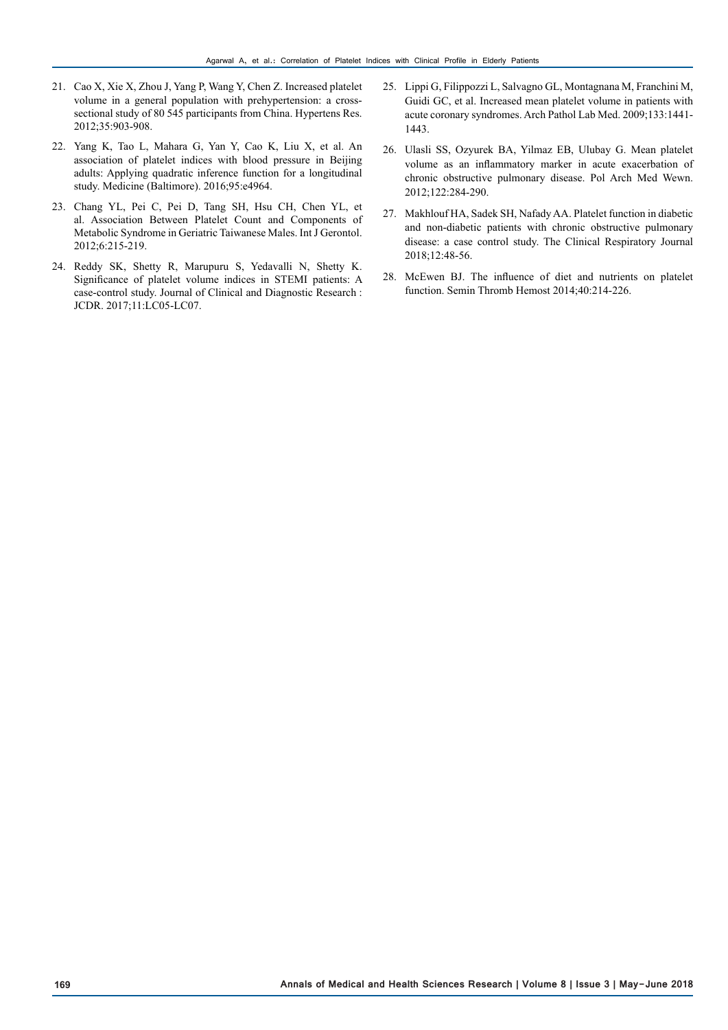21. Cao X, Xie X, Zhou J, Yang P, Wang Y, Chen Z. Increased platelet volume in a general population with prehypertension: a cross-sectional study of 80 545 participants from China. Hypertens Res. 2012;35:903-908.
22. Yang K, Tao L, Mahara G, Yan Y, Cao K, Liu X, et al. An association of platelet indices with blood pressure in Beijing adults: Applying quadratic inference function for a longitudinal study. Medicine (Baltimore). 2016;95:e4964.
23. Chang YL, Pei C, Pei D, Tang SH, Hsu CH, Chen YL, et al. Association Between Platelet Count and Components of Metabolic Syndrome in Geriatric Taiwanese Males. Int J Gerontol. 2012;6:215-219.
24. Reddy SK, Shetty R, Marupuru S, Yedavalli N, Shetty K. Significance of platelet volume indices in STEMI patients: A case-control study. Journal of Clinical and Diagnostic Research : JCDR. 2017;11:LC05-LC07.
25. Lippi G, Filippozzi L, Salvagno GL, Montagnana M, Franchini M, Guidi GC, et al. Increased mean platelet volume in patients with acute coronary syndromes. Arch Pathol Lab Med. 2009;133:1441-1443.
26. Ulasli SS, Ozyurek BA, Yilmaz EB, Ulubay G. Mean platelet volume as an inflammatory marker in acute exacerbation of chronic obstructive pulmonary disease. Pol Arch Med Wewn. 2012;122:284-290.
27. Makhlouf HA, Sadek SH, Nafady AA. Platelet function in diabetic and non-diabetic patients with chronic obstructive pulmonary disease: a case control study. The Clinical Respiratory Journal 2018;12:48-56.
28. McEwen BJ. The influence of diet and nutrients on platelet function. Semin Thromb Hemost 2014;40:214-226.